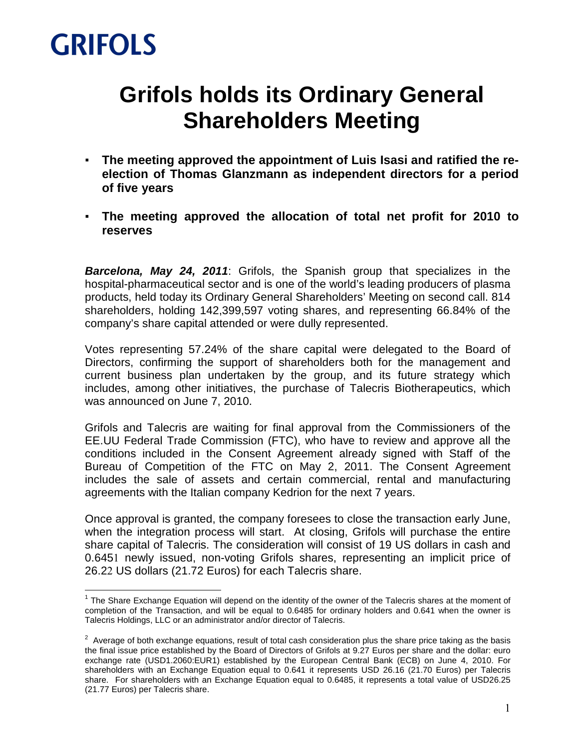GRIFOLS

# Grifols holds its Ordinary General Shareholders Meeting

- **The meeting approved the appointment of Luis Isasi and ratified the re-election of Thomas Glanzmann as independent directors for a period of five years**
- **The meeting approved the allocation of total net profit for 2010 to reserves**

***Barcelona, May 24, 2011***: Grifols, the Spanish group that specializes in the hospital-pharmaceutical sector and is one of the world's leading producers of plasma products, held today its Ordinary General Shareholders' Meeting on second call. 814 shareholders, holding 142,399,597 voting shares, and representing 66.84% of the company's share capital attended or were dully represented.

Votes representing 57.24% of the share capital were delegated to the Board of Directors, confirming the support of shareholders both for the management and current business plan undertaken by the group, and its future strategy which includes, among other initiatives, the purchase of Talecris Biotherapeutics, which was announced on June 7, 2010.

Grifols and Talecris are waiting for final approval from the Commissioners of the EE.UU Federal Trade Commission (FTC), who have to review and approve all the conditions included in the Consent Agreement already signed with Staff of the Bureau of Competition of the FTC on May 2, 2011. The Consent Agreement includes the sale of assets and certain commercial, rental and manufacturing agreements with the Italian company Kedrion for the next 7 years.

Once approval is granted, the company foresees to close the transaction early June, when the integration process will start. At closing, Grifols will purchase the entire share capital of Talecris. The consideration will consist of 19 US dollars in cash and 0.645[1] newly issued, non-voting Grifols shares, representing an implicit price of 26.2[2] US dollars (21.72 Euros) for each Talecris share.

[1] The Share Exchange Equation will depend on the identity of the owner of the Talecris shares at the moment of completion of the Transaction, and will be equal to 0.6485 for ordinary holders and 0.641 when the owner is Talecris Holdings, LLC or an administrator and/or director of Talecris.

[2] Average of both exchange equations, result of total cash consideration plus the share price taking as the basis the final issue price established by the Board of Directors of Grifols at 9.27 Euros per share and the dollar: euro exchange rate (USD1.2060:EUR1) established by the European Central Bank (ECB) on June 4, 2010. For shareholders with an Exchange Equation equal to 0.641 it represents USD 26.16 (21.70 Euros) per Talecris share. For shareholders with an Exchange Equation equal to 0.6485, it represents a total value of USD26.25 (21.77 Euros) per Talecris share.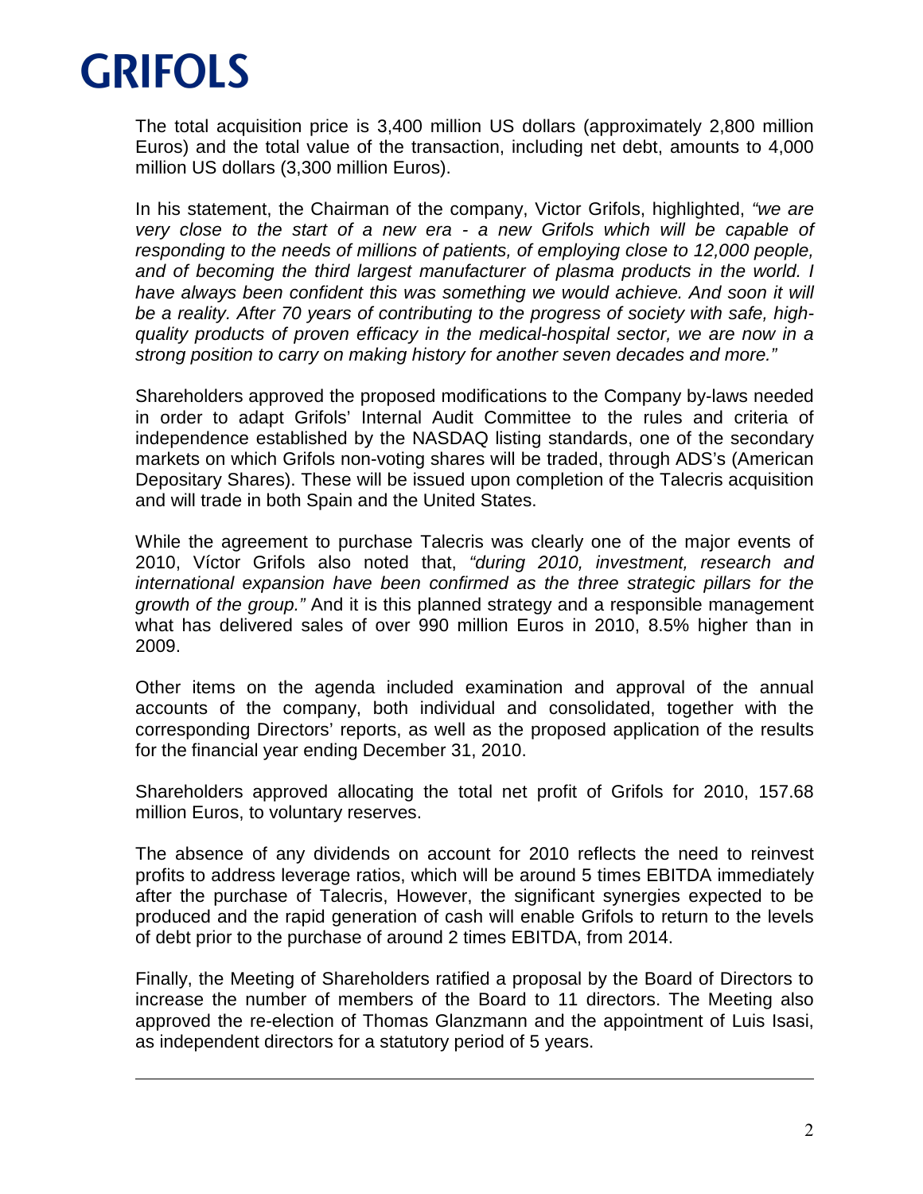The total acquisition price is 3,400 million US dollars (approximately 2,800 million Euros) and the total value of the transaction, including net debt, amounts to 4,000 million US dollars (3,300 million Euros).

In his statement, the Chairman of the company, Victor Grifols, highlighted, *"we are very close to the start of a new era - a new Grifols which will be capable of responding to the needs of millions of patients, of employing close to 12,000 people, and of becoming the third largest manufacturer of plasma products in the world. I have always been confident this was something we would achieve. And soon it will be a reality. After 70 years of contributing to the progress of society with safe, high-quality products of proven efficacy in the medical-hospital sector, we are now in a strong position to carry on making history for another seven decades and more."*

Shareholders approved the proposed modifications to the Company by-laws needed in order to adapt Grifols' Internal Audit Committee to the rules and criteria of independence established by the NASDAQ listing standards, one of the secondary markets on which Grifols non-voting shares will be traded, through ADS's (American Depositary Shares). These will be issued upon completion of the Talecris acquisition and will trade in both Spain and the United States.

While the agreement to purchase Talecris was clearly one of the major events of 2010, Víctor Grifols also noted that, *"during 2010, investment, research and international expansion have been confirmed as the three strategic pillars for the growth of the group."* And it is this planned strategy and a responsible management what has delivered sales of over 990 million Euros in 2010, 8.5% higher than in 2009.

Other items on the agenda included examination and approval of the annual accounts of the company, both individual and consolidated, together with the corresponding Directors' reports, as well as the proposed application of the results for the financial year ending December 31, 2010.

Shareholders approved allocating the total net profit of Grifols for 2010, 157.68 million Euros, to voluntary reserves.

The absence of any dividends on account for 2010 reflects the need to reinvest profits to address leverage ratios, which will be around 5 times EBITDA immediately after the purchase of Talecris, However, the significant synergies expected to be produced and the rapid generation of cash will enable Grifols to return to the levels of debt prior to the purchase of around 2 times EBITDA, from 2014.

Finally, the Meeting of Shareholders ratified a proposal by the Board of Directors to increase the number of members of the Board to 11 directors. The Meeting also approved the re-election of Thomas Glanzmann and the appointment of Luis Isasi, as independent directors for a statutory period of 5 years.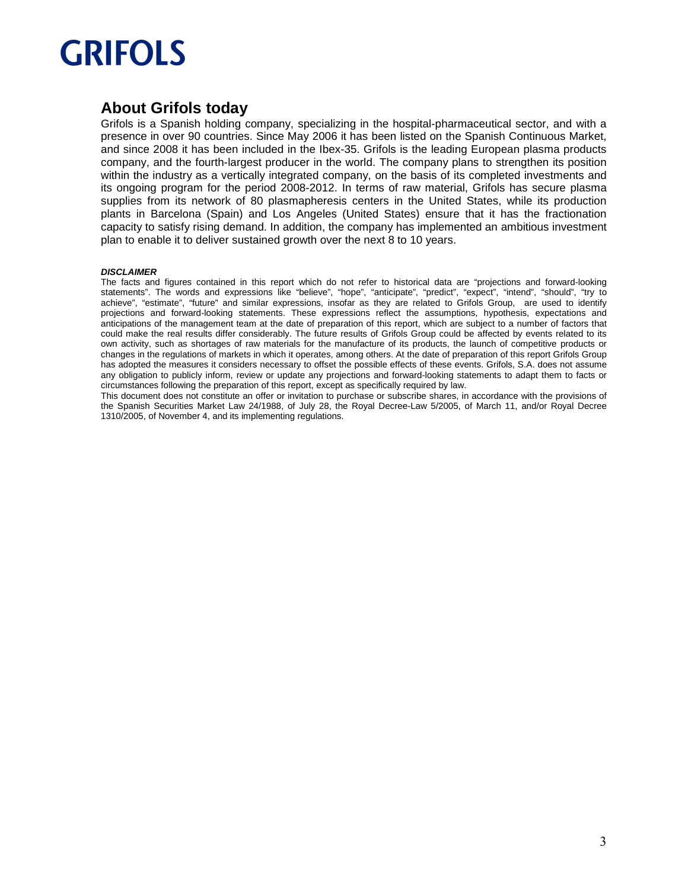# GRIFOLS

## About Grifols today

Grifols is a Spanish holding company, specializing in the hospital-pharmaceutical sector, and with a presence in over 90 countries. Since May 2006 it has been listed on the Spanish Continuous Market, and since 2008 it has been included in the Ibex-35. Grifols is the leading European plasma products company, and the fourth-largest producer in the world. The company plans to strengthen its position within the industry as a vertically integrated company, on the basis of its completed investments and its ongoing program for the period 2008-2012. In terms of raw material, Grifols has secure plasma supplies from its network of 80 plasmapheresis centers in the United States, while its production plants in Barcelona (Spain) and Los Angeles (United States) ensure that it has the fractionation capacity to satisfy rising demand. In addition, the company has implemented an ambitious investment plan to enable it to deliver sustained growth over the next 8 to 10 years.

***DISCLAIMER***

The facts and figures contained in this report which do not refer to historical data are "projections and forward-looking statements". The words and expressions like "believe", "hope", "anticipate", "predict", "expect", "intend", "should", "try to achieve", "estimate", "future" and similar expressions, insofar as they are related to Grifols Group, are used to identify projections and forward-looking statements. These expressions reflect the assumptions, hypothesis, expectations and anticipations of the management team at the date of preparation of this report, which are subject to a number of factors that could make the real results differ considerably. The future results of Grifols Group could be affected by events related to its own activity, such as shortages of raw materials for the manufacture of its products, the launch of competitive products or changes in the regulations of markets in which it operates, among others. At the date of preparation of this report Grifols Group has adopted the measures it considers necessary to offset the possible effects of these events. Grifols, S.A. does not assume any obligation to publicly inform, review or update any projections and forward-looking statements to adapt them to facts or circumstances following the preparation of this report, except as specifically required by law.

This document does not constitute an offer or invitation to purchase or subscribe shares, in accordance with the provisions of the Spanish Securities Market Law 24/1988, of July 28, the Royal Decree-Law 5/2005, of March 11, and/or Royal Decree 1310/2005, of November 4, and its implementing regulations.